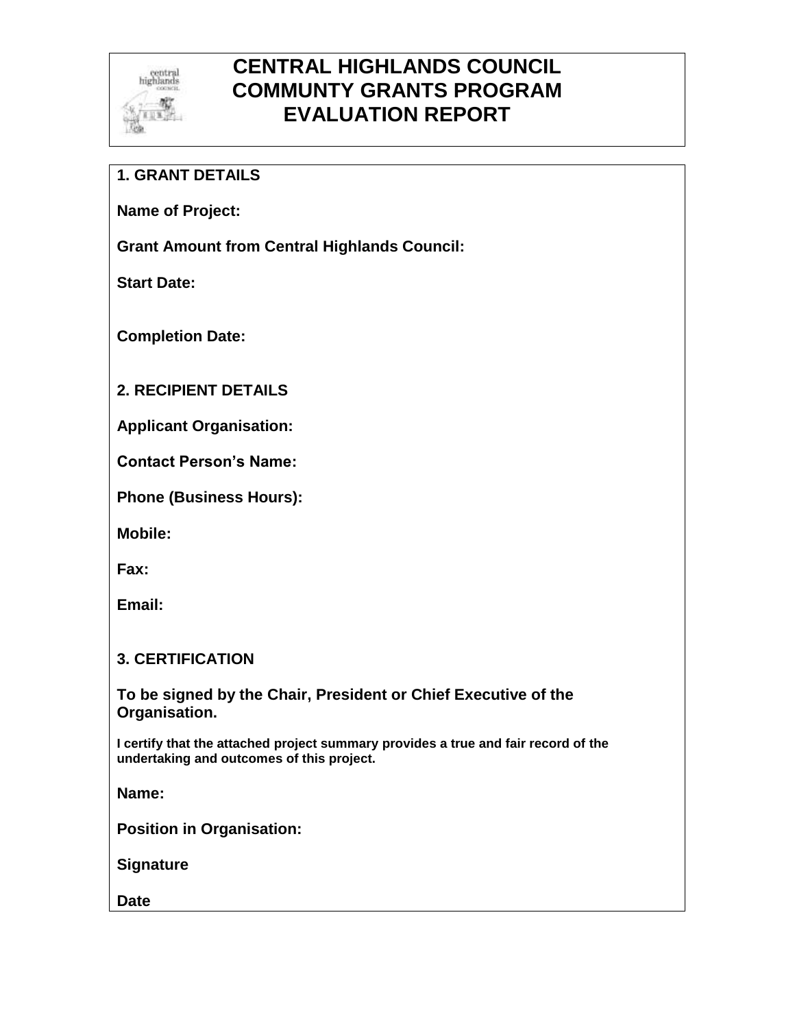# CENTRAL HIGHLANDS COUNCIL
# COMMUNTY GRANTS PROGRAM
# EVALUATION REPORT

## 1. GRANT DETAILS

**Name of Project:**

**Grant Amount from Central Highlands Council:**

**Start Date:**

**Completion Date:**

## 2. RECIPIENT DETAILS

**Applicant Organisation:**

**Contact Person's Name:**

**Phone (Business Hours):**

**Mobile:**

**Fax:**

**Email:**

## 3. CERTIFICATION

**To be signed by the Chair, President or Chief Executive of the Organisation.**

**I certify that the attached project summary provides a true and fair record of the undertaking and outcomes of this project.**

**Name:**

**Position in Organisation:**

**Signature**

**Date**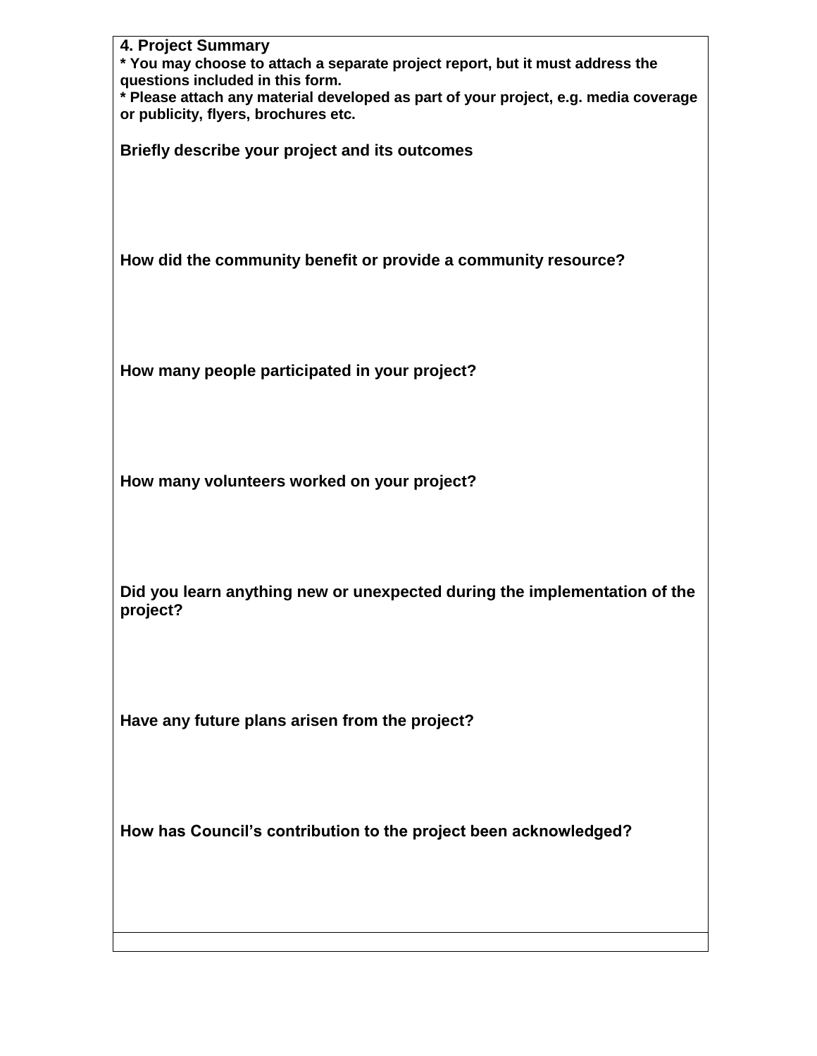## 4. Project Summary

**\* You may choose to attach a separate project report, but it must address the questions included in this form.**

**\* Please attach any material developed as part of your project, e.g. media coverage or publicity, flyers, brochures etc.**

**Briefly describe your project and its outcomes**

**How did the community benefit or provide a community resource?**

**How many people participated in your project?**

**How many volunteers worked on your project?**

**Did you learn anything new or unexpected during the implementation of the project?**

**Have any future plans arisen from the project?**

**How has Council's contribution to the project been acknowledged?**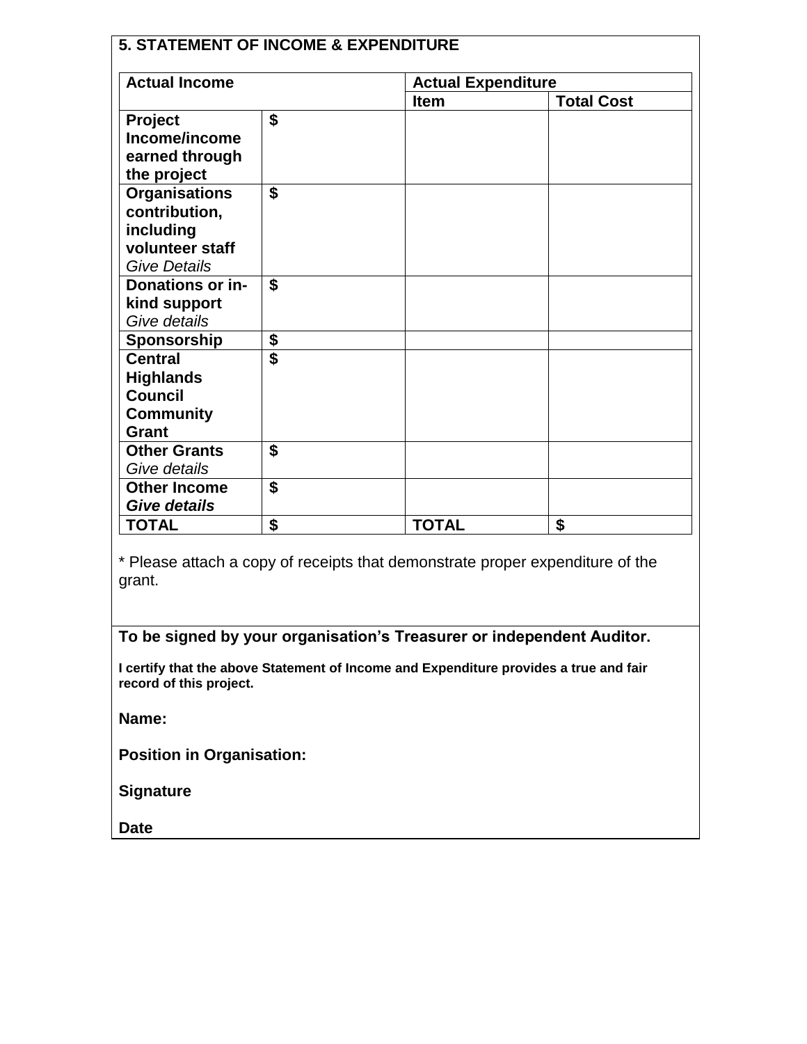## 5. STATEMENT OF INCOME & EXPENDITURE

| **Actual Income** | | **Actual Expenditure** | |
|---|---|---|---|
| | | **Item** | **Total Cost** |
| **Project Income/income earned through the project** | **$** | | |
| **Organisations contribution, including volunteer staff** *Give Details* | **$** | | |
| **Donations or in-kind support** *Give details* | **$** | | |
| **Sponsorship** | **$** | | |
| **Central Highlands Council Community Grant** | **$** | | |
| **Other Grants** *Give details* | **$** | | |
| **Other Income** ***Give details*** | **$** | | |
| **TOTAL** | **$** | **TOTAL** | **$** |

* Please attach a copy of receipts that demonstrate proper expenditure of the grant.

**To be signed by your organisation's Treasurer or independent Auditor.**

**I certify that the above Statement of Income and Expenditure provides a true and fair record of this project.**

**Name:**

**Position in Organisation:**

**Signature**

**Date**